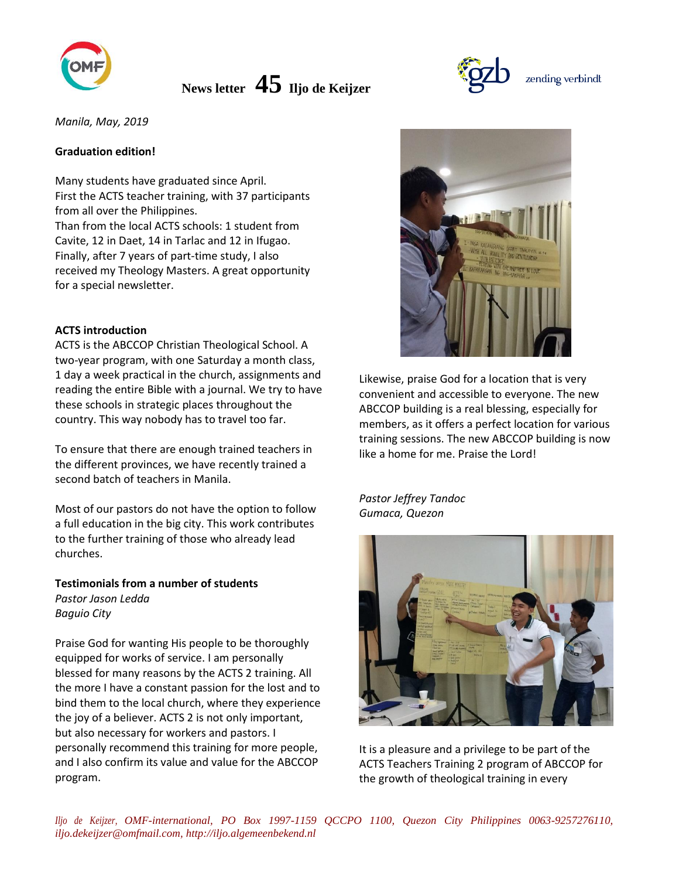# News letter 45 Iljo de Keijzer

*Manila, May, 2019*

**Graduation edition!**

Many students have graduated since April.
First the ACTS teacher training, with 37 participants from all over the Philippines.
Than from the local ACTS schools: 1 student from Cavite, 12 in Daet, 14 in Tarlac and 12 in Ifugao.
Finally, after 7 years of part-time study, I also received my Theology Masters. A great opportunity for a special newsletter.

**ACTS introduction**

ACTS is the ABCCOP Christian Theological School. A two-year program, with one Saturday a month class, 1 day a week practical in the church, assignments and reading the entire Bible with a journal. We try to have these schools in strategic places throughout the country. This way nobody has to travel too far.

To ensure that there are enough trained teachers in the different provinces, we have recently trained a second batch of teachers in Manila.

Most of our pastors do not have the option to follow a full education in the big city. This work contributes to the further training of those who already lead churches.

**Testimonials from a number of students**

*Pastor Jason Ledda*
*Baguio City*

Praise God for wanting His people to be thoroughly equipped for works of service. I am personally blessed for many reasons by the ACTS 2 training. All the more I have a constant passion for the lost and to bind them to the local church, where they experience the joy of a believer. ACTS 2 is not only important, but also necessary for workers and pastors. I personally recommend this training for more people, and I also confirm its value and value for the ABCCOP program.

Likewise, praise God for a location that is very convenient and accessible to everyone. The new ABCCOP building is a real blessing, especially for members, as it offers a perfect location for various training sessions. The new ABCCOP building is now like a home for me. Praise the Lord!

*Pastor Jeffrey Tandoc*
*Gumaca, Quezon*

It is a pleasure and a privilege to be part of the ACTS Teachers Training 2 program of ABCCOP for the growth of theological training in every

*Iljo de Keijzer, OMF-international, PO Box 1997-1159 QCCPO 1100, Quezon City Philippines 0063-9257276110, iljo.dekeijzer@omfmail.com, http://iljo.algemeenbekend.nl*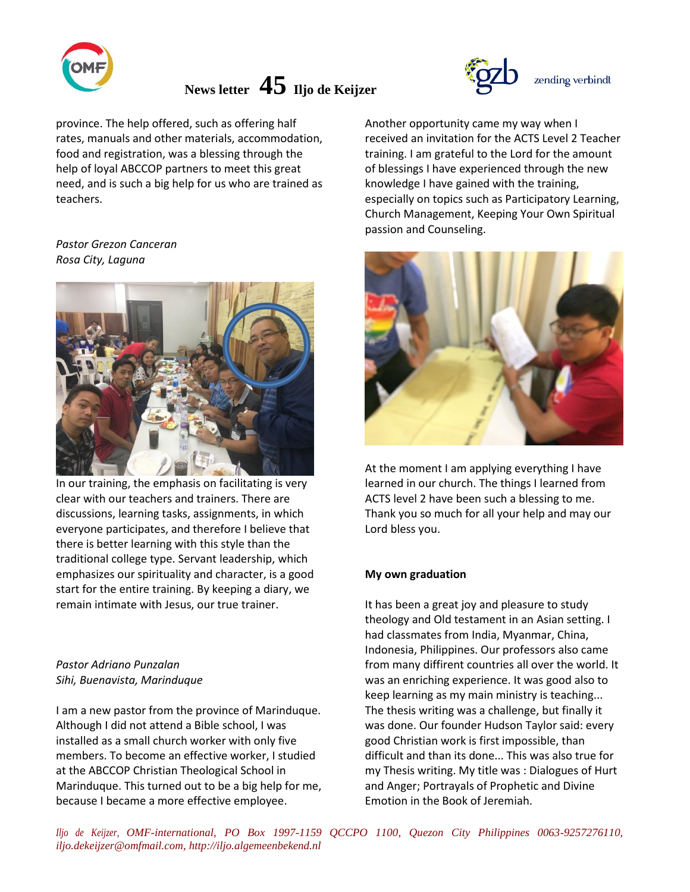province. The help offered, such as offering half rates, manuals and other materials, accommodation, food and registration, was a blessing through the help of loyal ABCCOP partners to meet this great need, and is such a big help for us who are trained as teachers.

*Pastor Grezon Canceran*
*Rosa City, Laguna*

In our training, the emphasis on facilitating is very clear with our teachers and trainers. There are discussions, learning tasks, assignments, in which everyone participates, and therefore I believe that there is better learning with this style than the traditional college type. Servant leadership, which emphasizes our spirituality and character, is a good start for the entire training. By keeping a diary, we remain intimate with Jesus, our true trainer.

*Pastor Adriano Punzalan*
*Sihi, Buenavista, Marinduque*

I am a new pastor from the province of Marinduque. Although I did not attend a Bible school, I was installed as a small church worker with only five members. To become an effective worker, I studied at the ABCCOP Christian Theological School in Marinduque. This turned out to be a big help for me, because I became a more effective employee.

Another opportunity came my way when I received an invitation for the ACTS Level 2 Teacher training. I am grateful to the Lord for the amount of blessings I have experienced through the new knowledge I have gained with the training, especially on topics such as Participatory Learning, Church Management, Keeping Your Own Spiritual passion and Counseling.

At the moment I am applying everything I have learned in our church. The things I learned from ACTS level 2 have been such a blessing to me. Thank you so much for all your help and may our Lord bless you.

**My own graduation**

It has been a great joy and pleasure to study theology and Old testament in an Asian setting. I had classmates from India, Myanmar, China, Indonesia, Philippines. Our professors also came from many diffirent countries all over the world. It was an enriching experience. It was good also to keep learning as my main ministry is teaching... The thesis writing was a challenge, but finally it was done. Our founder Hudson Taylor said: every good Christian work is first impossible, than difficult and than its done... This was also true for my Thesis writing. My title was : Dialogues of Hurt and Anger; Portrayals of Prophetic and Divine Emotion in the Book of Jeremiah.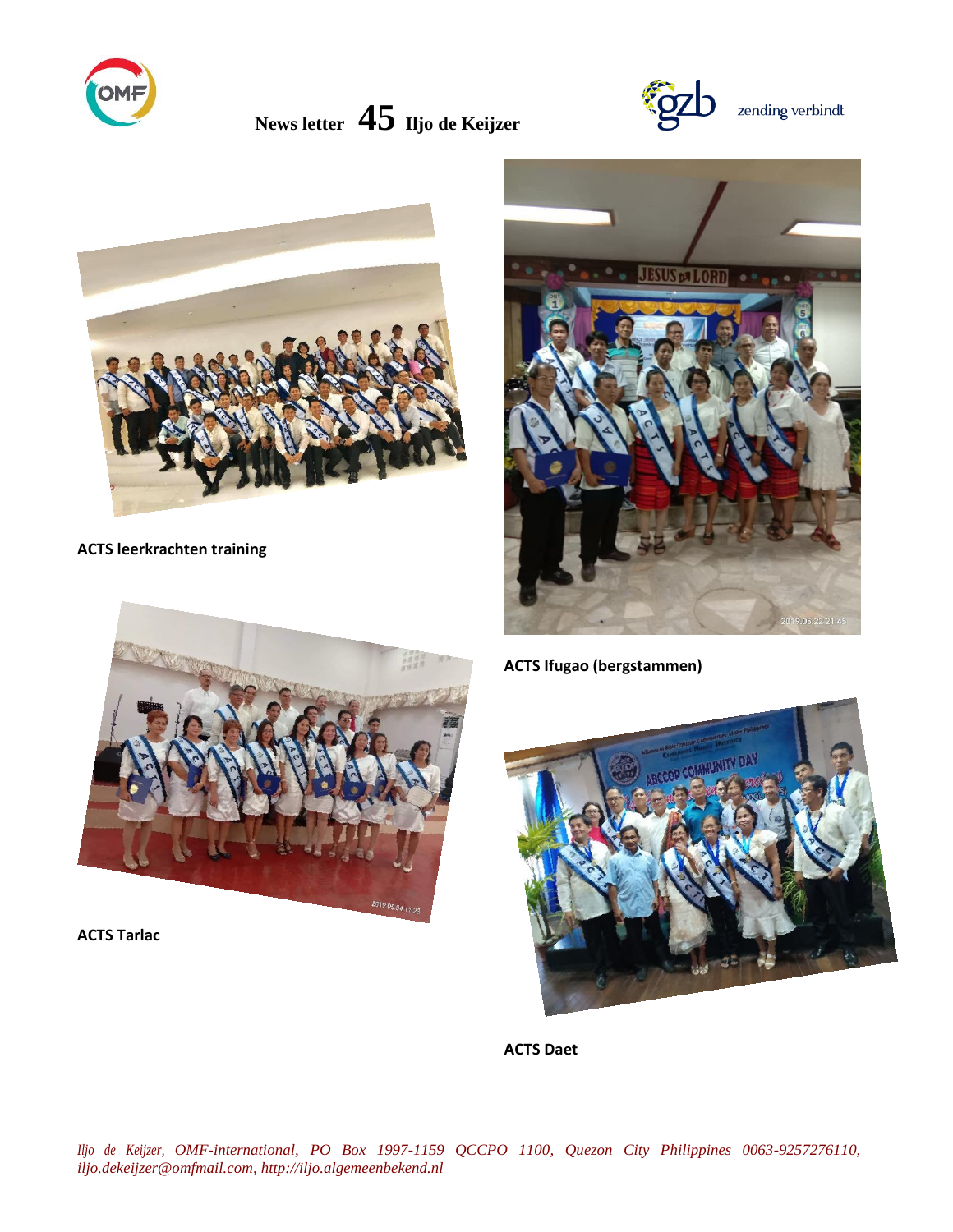News letter **45** Iljo de Keijzer

zending verbindt

**ACTS leerkrachten training**

**ACTS Ifugao (bergstammen)**

**ACTS Tarlac**

**ACTS Daet**

*Iljo de Keijzer, OMF-international, PO Box 1997-1159 QCCPO 1100, Quezon City Philippines 0063-9257276110, iljo.dekeijzer@omfmail.com, http://iljo.algemeenbekend.nl*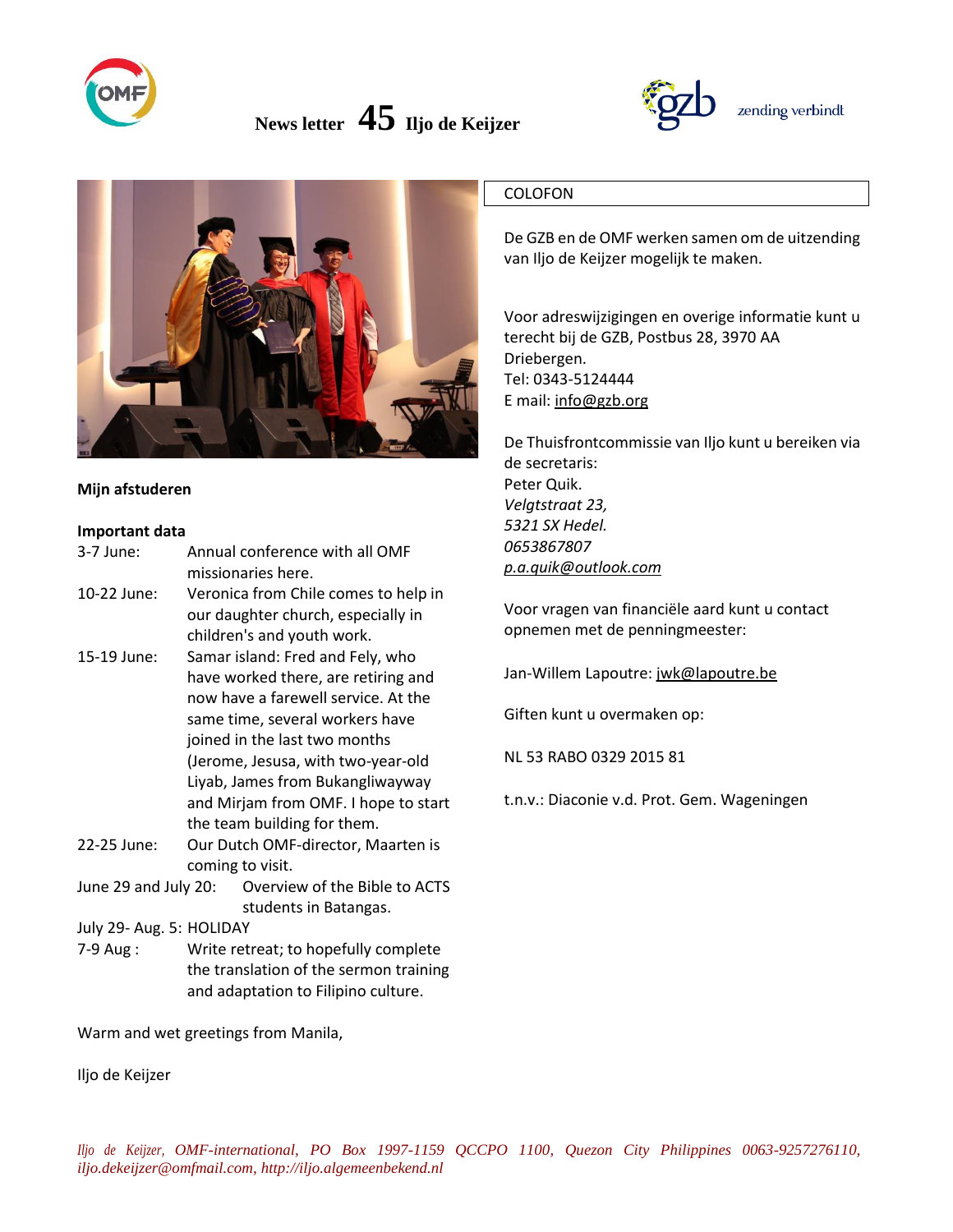News letter **45** Iljo de Keijzer

zending verbindt

**Mijn afstuderen**

**Important data**

3-7 June: Annual conference with all OMF missionaries here.

10-22 June: Veronica from Chile comes to help in our daughter church, especially in children's and youth work.

15-19 June: Samar island: Fred and Fely, who have worked there, are retiring and now have a farewell service. At the same time, several workers have joined in the last two months (Jerome, Jesusa, with two-year-old Liyab, James from Bukangliwayway and Mirjam from OMF. I hope to start the team building for them.

22-25 June: Our Dutch OMF-director, Maarten is coming to visit.

June 29 and July 20: Overview of the Bible to ACTS students in Batangas.

July 29- Aug. 5: HOLIDAY

7-9 Aug : Write retreat; to hopefully complete the translation of the sermon training and adaptation to Filipino culture.

Warm and wet greetings from Manila,

Iljo de Keijzer

COLOFON

De GZB en de OMF werken samen om de uitzending van Iljo de Keijzer mogelijk te maken.

Voor adreswijzigingen en overige informatie kunt u terecht bij de GZB, Postbus 28, 3970 AA Driebergen.
Tel: 0343-5124444
E mail: info@gzb.org

De Thuisfrontcommissie van Iljo kunt u bereiken via de secretaris:
Peter Quik.
*Velgtstraat 23,*
*5321 SX Hedel.*
*0653867807*
*p.a.quik@outlook.com*

Voor vragen van financiële aard kunt u contact opnemen met de penningmeester:

Jan-Willem Lapoutre: jwk@lapoutre.be

Giften kunt u overmaken op:

NL 53 RABO 0329 2015 81

t.n.v.: Diaconie v.d. Prot. Gem. Wageningen

*Iljo de Keijzer, OMF-international, PO Box 1997-1159 QCCPO 1100, Quezon City Philippines 0063-9257276110, iljo.dekeijzer@omfmail.com, http://iljo.algemeenbekend.nl*